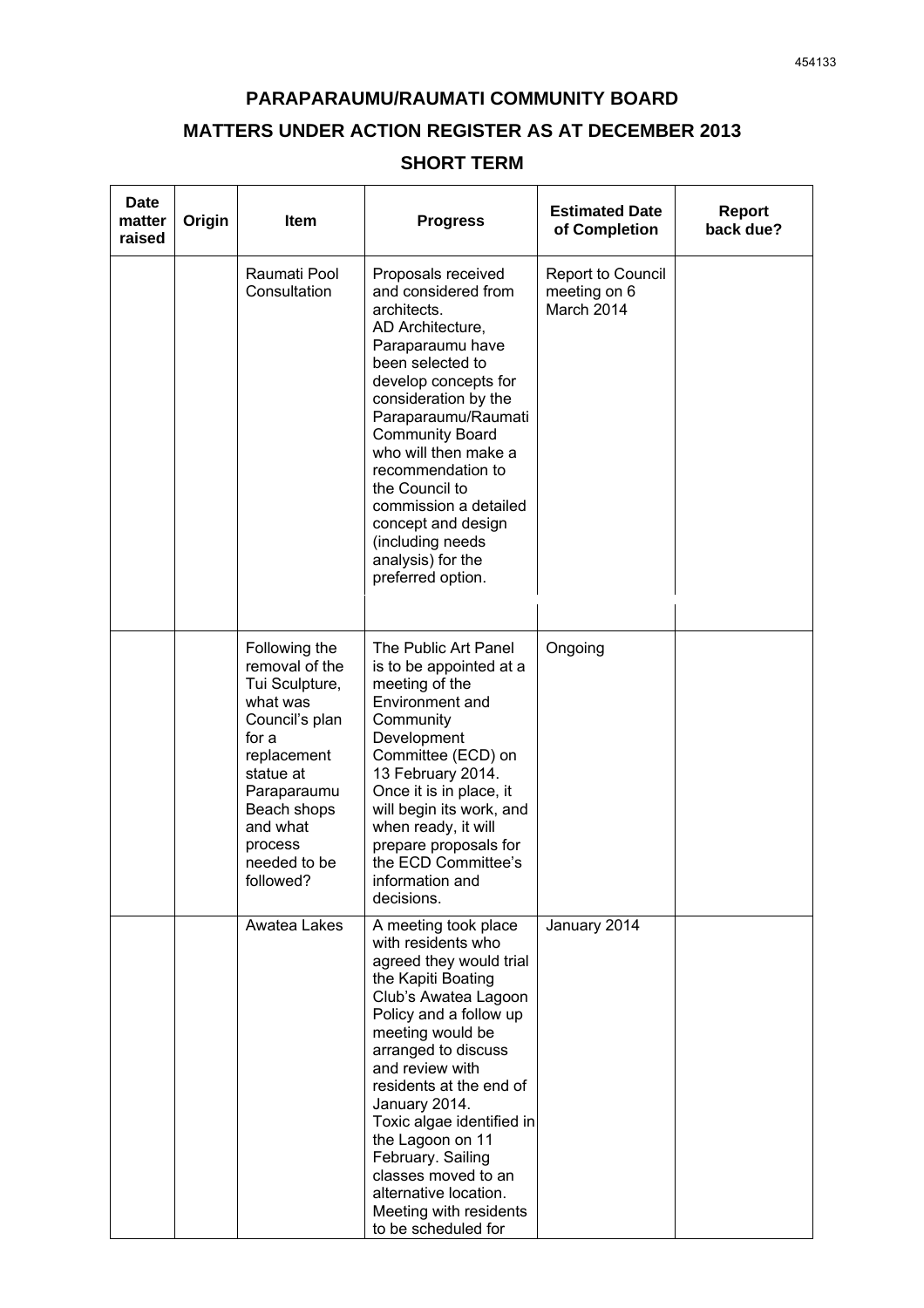## PARAPARAUMU/RAUMATI COMMUNITY BOARD

## MATTERS UNDER ACTION REGISTER AS AT DECEMBER 2013

## SHORT TERM

| Date matter raised | Origin | Item | Progress | Estimated Date of Completion | Report back due? |
|---|---|---|---|---|---|
| | | Raumati Pool Consultation | Proposals received and considered from architects. AD Architecture, Paraparaumu have been selected to develop concepts for consideration by the Paraparaumu/Raumati Community Board who will then make a recommendation to the Council to commission a detailed concept and design (including needs analysis) for the preferred option. | Report to Council meeting on 6 March 2014 | |
| | | Following the removal of the Tui Sculpture, what was Council's plan for a replacement statue at Paraparaumu Beach shops and what process needed to be followed? | The Public Art Panel is to be appointed at a meeting of the Environment and Community Development Committee (ECD) on 13 February 2014. Once it is in place, it will begin its work, and when ready, it will prepare proposals for the ECD Committee's information and decisions. | Ongoing | |
| | | Awatea Lakes | A meeting took place with residents who agreed they would trial the Kapiti Boating Club's Awatea Lagoon Policy and a follow up meeting would be arranged to discuss and review with residents at the end of January 2014. Toxic algae identified in the Lagoon on 11 February. Sailing classes moved to an alternative location. Meeting with residents to be scheduled for | January 2014 | |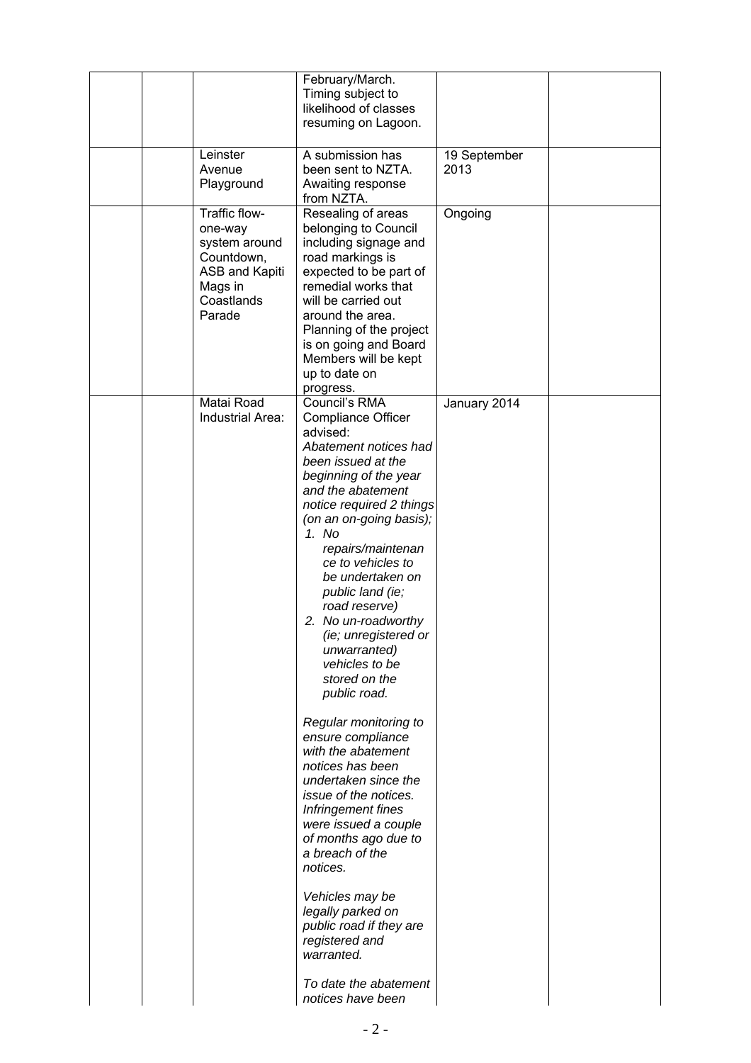| | | | | | |
|---|---|---|---|---|---|
| | | | February/March. Timing subject to likelihood of classes resuming on Lagoon. | | |
| | | Leinster Avenue Playground | A submission has been sent to NZTA. Awaiting response from NZTA. | 19 September 2013 | |
| | | Traffic flow- one-way system around Countdown, ASB and Kapiti Mags in Coastlands Parade | Resealing of areas belonging to Council including signage and road markings is expected to be part of remedial works that will be carried out around the area. Planning of the project is on going and Board Members will be kept up to date on progress. | Ongoing | |
| | | Matai Road Industrial Area: | Council's RMA Compliance Officer advised:<br>*Abatement notices had been issued at the beginning of the year and the abatement notice required 2 things (on an on-going basis);*<br>*1. No repairs/maintenance to vehicles to be undertaken on public land (ie; road reserve)*<br>*2. No un-roadworthy (ie; unregistered or unwarranted) vehicles to be stored on the public road.*<br><br>*Regular monitoring to ensure compliance with the abatement notices has been undertaken since the issue of the notices. Infringement fines were issued a couple of months ago due to a breach of the notices.*<br><br>*Vehicles may be legally parked on public road if they are registered and warranted.*<br><br>*To date the abatement notices have been* | January 2014 | |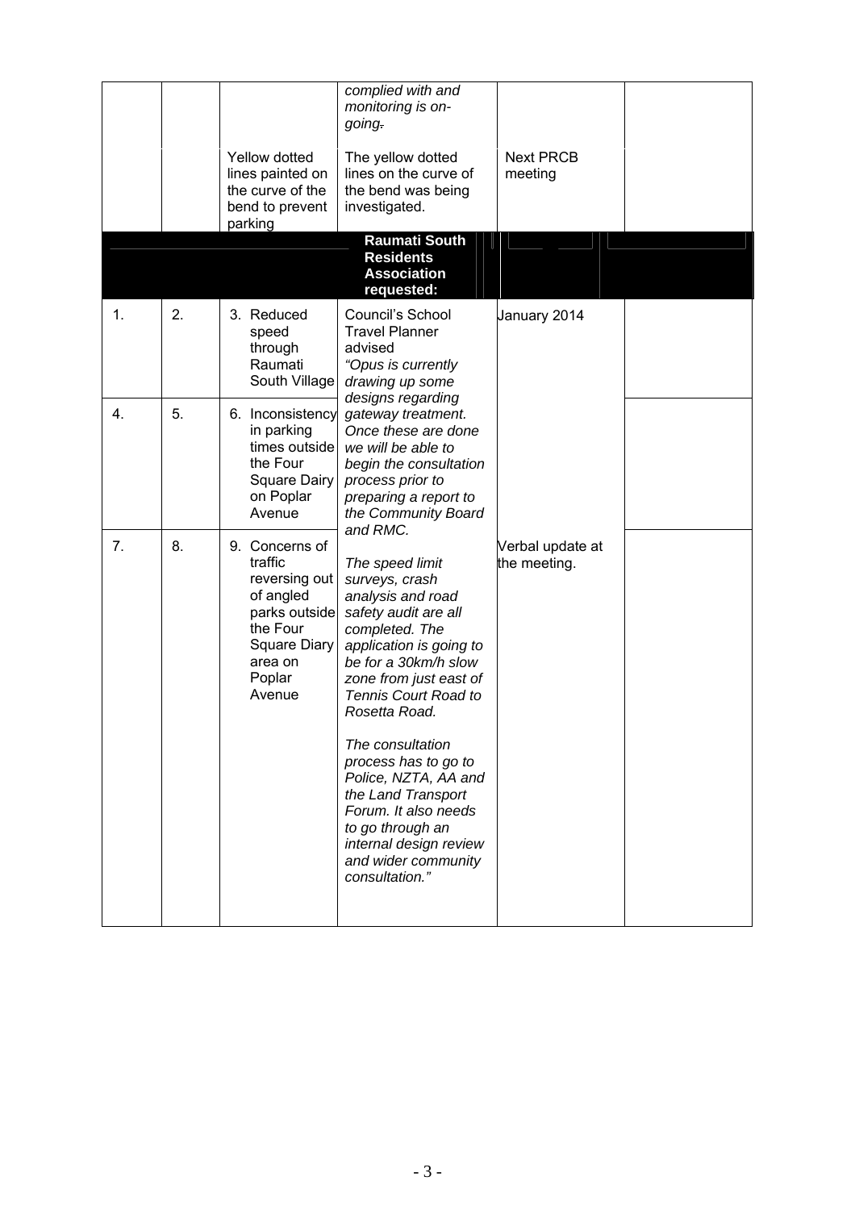| | | | | | |
|---|---|---|---|---|---|
| | | | *complied with and monitoring is on-going.* | | |
| | | Yellow dotted lines painted on the curve of the bend to prevent parking | The yellow dotted lines on the curve of the bend was being investigated. | Next PRCB meeting | |
| | | | **Raumati South Residents Association requested:** | | |
| 1. | 2. | 3. Reduced speed through Raumati South Village | Council's School Travel Planner advised *"Opus is currently drawing up some designs regarding gateway treatment. Once these are done we will be able to begin the consultation process prior to preparing a report to the Community Board and RMC.* | January 2014 | |
| 4. | 5. | 6. Inconsistency in parking times outside the Four Square Dairy on Poplar Avenue | | | |
| 7. | 8. | 9. Concerns of traffic reversing out of angled parks outside the Four Square Diary area on Poplar Avenue | *The speed limit surveys, crash analysis and road safety audit are all completed. The application is going to be for a 30km/h slow zone from just east of Tennis Court Road to Rosetta Road.*<br><br>*The consultation process has to go to Police, NZTA, AA and the Land Transport Forum. It also needs to go through an internal design review and wider community consultation."* | Verbal update at the meeting. | |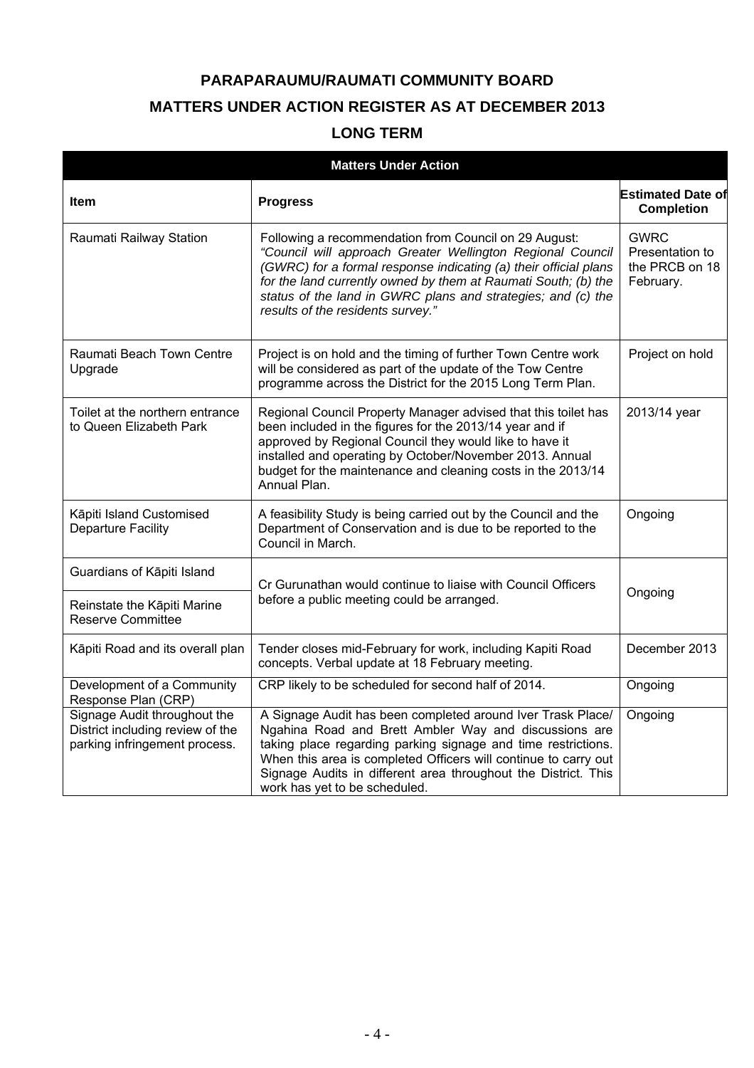# PARAPARAUMU/RAUMATI COMMUNITY BOARD

## MATTERS UNDER ACTION REGISTER AS AT DECEMBER 2013

### LONG TERM

| Matters Under Action | | |
|---|---|---|
| **Item** | **Progress** | **Estimated Date of Completion** |
| Raumati Railway Station | Following a recommendation from Council on 29 August: *"Council will approach Greater Wellington Regional Council (GWRC) for a formal response indicating (a) their official plans for the land currently owned by them at Raumati South; (b) the status of the land in GWRC plans and strategies; and (c) the results of the residents survey."* | GWRC Presentation to the PRCB on 18 February. |
| Raumati Beach Town Centre Upgrade | Project is on hold and the timing of further Town Centre work will be considered as part of the update of the Tow Centre programme across the District for the 2015 Long Term Plan. | Project on hold |
| Toilet at the northern entrance to Queen Elizabeth Park | Regional Council Property Manager advised that this toilet has been included in the figures for the 2013/14 year and if approved by Regional Council they would like to have it installed and operating by October/November 2013. Annual budget for the maintenance and cleaning costs in the 2013/14 Annual Plan. | 2013/14 year |
| Kāpiti Island Customised Departure Facility | A feasibility Study is being carried out by the Council and the Department of Conservation and is due to be reported to the Council in March. | Ongoing |
| Guardians of Kāpiti Island | Cr Gurunathan would continue to liaise with Council Officers before a public meeting could be arranged. | Ongoing |
| Reinstate the Kāpiti Marine Reserve Committee | | |
| Kāpiti Road and its overall plan | Tender closes mid-February for work, including Kapiti Road concepts. Verbal update at 18 February meeting. | December 2013 |
| Development of a Community Response Plan (CRP) | CRP likely to be scheduled for second half of 2014. | Ongoing |
| Signage Audit throughout the District including review of the parking infringement process. | A Signage Audit has been completed around Iver Trask Place/ Ngahina Road and Brett Ambler Way and discussions are taking place regarding parking signage and time restrictions. When this area is completed Officers will continue to carry out Signage Audits in different area throughout the District. This work has yet to be scheduled. | Ongoing |